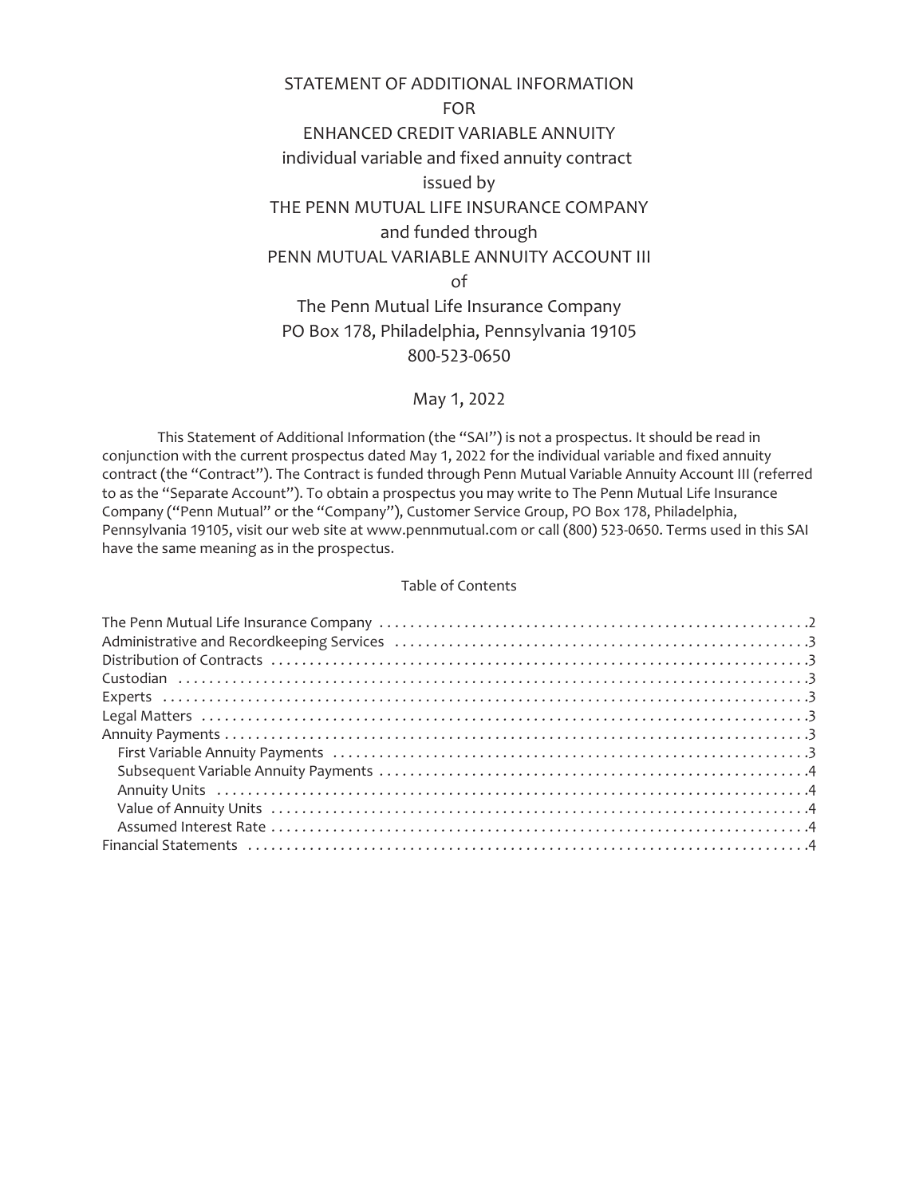# STATEMENT OF ADDITIONAL INFORMATION
# FOR
# ENHANCED CREDIT VARIABLE ANNUITY
## individual variable and fixed annuity contract
## issued by
## THE PENN MUTUAL LIFE INSURANCE COMPANY
## and funded through
## PENN MUTUAL VARIABLE ANNUITY ACCOUNT III
## of
## The Penn Mutual Life Insurance Company

PO Box 178, Philadelphia, Pennsylvania 19105

800-523-0650

May 1, 2022

This Statement of Additional Information (the "SAI") is not a prospectus. It should be read in conjunction with the current prospectus dated May 1, 2022 for the individual variable and fixed annuity contract (the "Contract"). The Contract is funded through Penn Mutual Variable Annuity Account III (referred to as the "Separate Account"). To obtain a prospectus you may write to The Penn Mutual Life Insurance Company ("Penn Mutual" or the "Company"), Customer Service Group, PO Box 178, Philadelphia, Pennsylvania 19105, visit our web site at www.pennmutual.com or call (800) 523-0650. Terms used in this SAI have the same meaning as in the prospectus.

Table of Contents

| | |
|---|---|
| The Penn Mutual Life Insurance Company | 2 |
| Administrative and Recordkeeping Services | 3 |
| Distribution of Contracts | 3 |
| Custodian | 3 |
| Experts | 3 |
| Legal Matters | 3 |
| Annuity Payments | 3 |
| First Variable Annuity Payments | 3 |
| Subsequent Variable Annuity Payments | 4 |
| Annuity Units | 4 |
| Value of Annuity Units | 4 |
| Assumed Interest Rate | 4 |
| Financial Statements | 4 |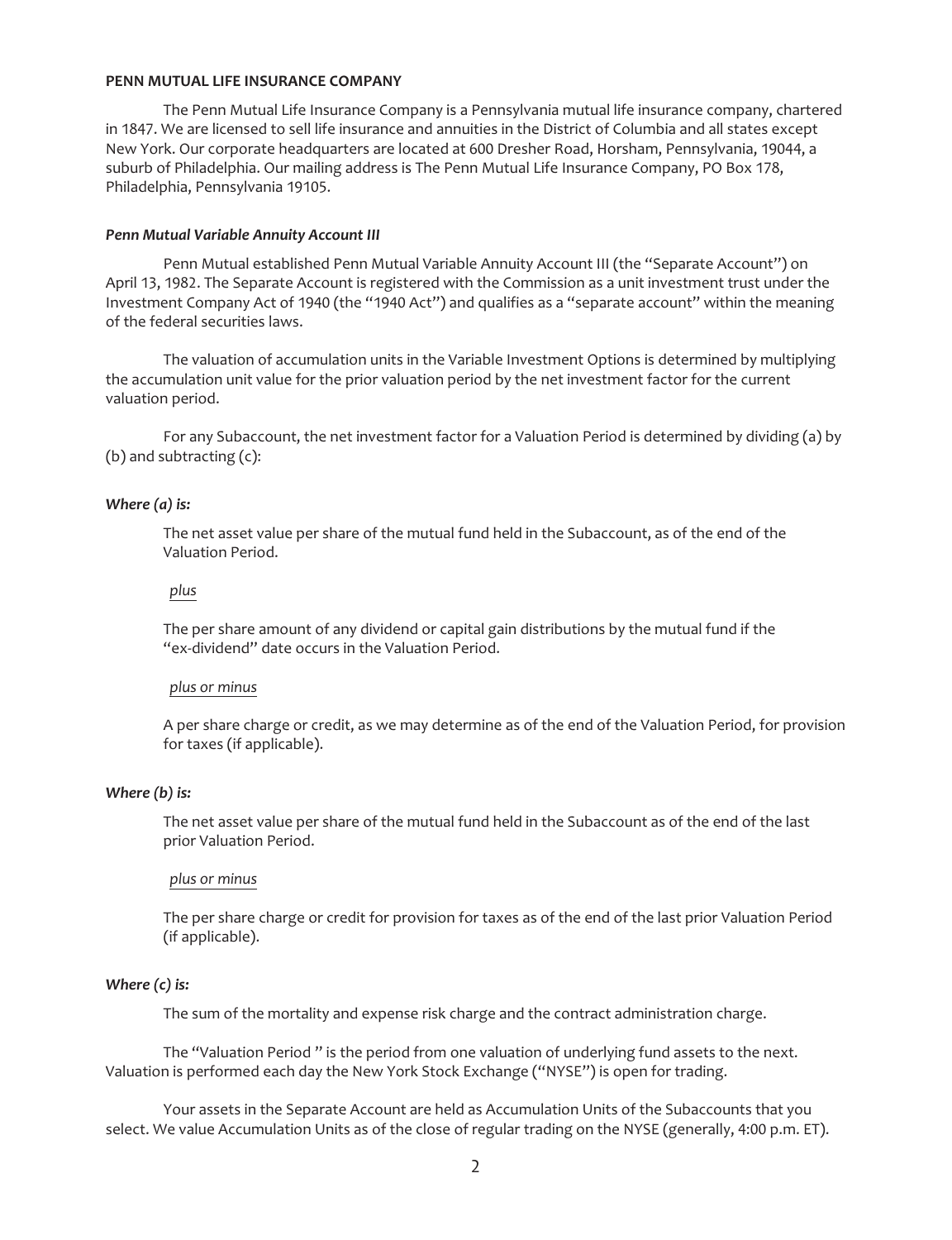**PENN MUTUAL LIFE INSURANCE COMPANY**

The Penn Mutual Life Insurance Company is a Pennsylvania mutual life insurance company, chartered in 1847. We are licensed to sell life insurance and annuities in the District of Columbia and all states except New York. Our corporate headquarters are located at 600 Dresher Road, Horsham, Pennsylvania, 19044, a suburb of Philadelphia. Our mailing address is The Penn Mutual Life Insurance Company, PO Box 178, Philadelphia, Pennsylvania 19105.

***Penn Mutual Variable Annuity Account III***

Penn Mutual established Penn Mutual Variable Annuity Account III (the "Separate Account") on April 13, 1982. The Separate Account is registered with the Commission as a unit investment trust under the Investment Company Act of 1940 (the "1940 Act") and qualifies as a "separate account" within the meaning of the federal securities laws.

The valuation of accumulation units in the Variable Investment Options is determined by multiplying the accumulation unit value for the prior valuation period by the net investment factor for the current valuation period.

For any Subaccount, the net investment factor for a Valuation Period is determined by dividing (a) by (b) and subtracting (c):

***Where (a) is:***

The net asset value per share of the mutual fund held in the Subaccount, as of the end of the Valuation Period.

*plus*

The per share amount of any dividend or capital gain distributions by the mutual fund if the "ex-dividend" date occurs in the Valuation Period.

*plus or minus*

A per share charge or credit, as we may determine as of the end of the Valuation Period, for provision for taxes (if applicable).

***Where (b) is:***

The net asset value per share of the mutual fund held in the Subaccount as of the end of the last prior Valuation Period.

*plus or minus*

The per share charge or credit for provision for taxes as of the end of the last prior Valuation Period (if applicable).

***Where (c) is:***

The sum of the mortality and expense risk charge and the contract administration charge.

The "Valuation Period " is the period from one valuation of underlying fund assets to the next. Valuation is performed each day the New York Stock Exchange ("NYSE") is open for trading.

Your assets in the Separate Account are held as Accumulation Units of the Subaccounts that you select. We value Accumulation Units as of the close of regular trading on the NYSE (generally, 4:00 p.m. ET).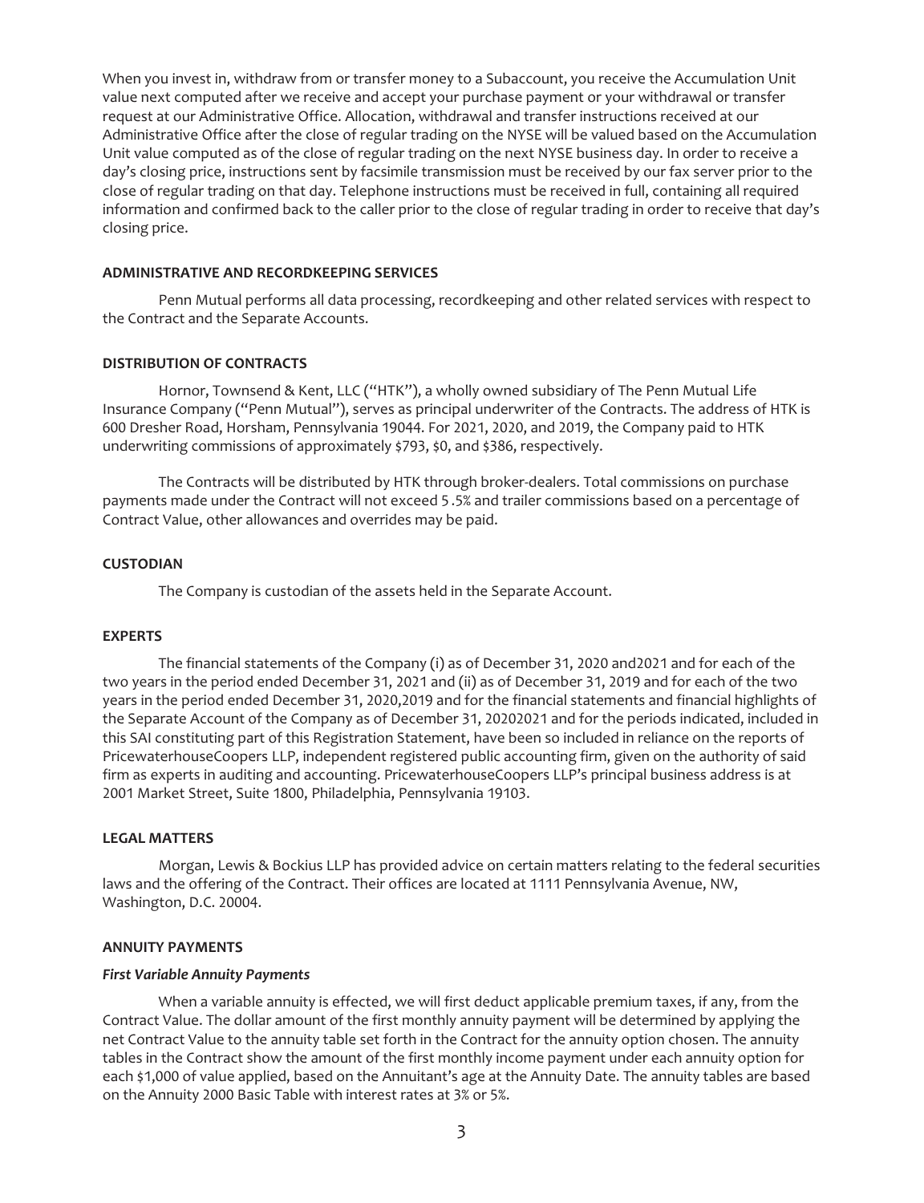When you invest in, withdraw from or transfer money to a Subaccount, you receive the Accumulation Unit value next computed after we receive and accept your purchase payment or your withdrawal or transfer request at our Administrative Office. Allocation, withdrawal and transfer instructions received at our Administrative Office after the close of regular trading on the NYSE will be valued based on the Accumulation Unit value computed as of the close of regular trading on the next NYSE business day. In order to receive a day's closing price, instructions sent by facsimile transmission must be received by our fax server prior to the close of regular trading on that day. Telephone instructions must be received in full, containing all required information and confirmed back to the caller prior to the close of regular trading in order to receive that day's closing price.

## ADMINISTRATIVE AND RECORDKEEPING SERVICES

Penn Mutual performs all data processing, recordkeeping and other related services with respect to the Contract and the Separate Accounts.

## DISTRIBUTION OF CONTRACTS

Hornor, Townsend & Kent, LLC ("HTK"), a wholly owned subsidiary of The Penn Mutual Life Insurance Company ("Penn Mutual"), serves as principal underwriter of the Contracts. The address of HTK is 600 Dresher Road, Horsham, Pennsylvania 19044. For 2021, 2020, and 2019, the Company paid to HTK underwriting commissions of approximately $793, $0, and $386, respectively.

The Contracts will be distributed by HTK through broker-dealers. Total commissions on purchase payments made under the Contract will not exceed 5 .5% and trailer commissions based on a percentage of Contract Value, other allowances and overrides may be paid.

## CUSTODIAN

The Company is custodian of the assets held in the Separate Account.

## EXPERTS

The financial statements of the Company (i) as of December 31, 2020 and2021 and for each of the two years in the period ended December 31, 2021 and (ii) as of December 31, 2019 and for each of the two years in the period ended December 31, 2020,2019 and for the financial statements and financial highlights of the Separate Account of the Company as of December 31, 20202021 and for the periods indicated, included in this SAI constituting part of this Registration Statement, have been so included in reliance on the reports of PricewaterhouseCoopers LLP, independent registered public accounting firm, given on the authority of said firm as experts in auditing and accounting. PricewaterhouseCoopers LLP's principal business address is at 2001 Market Street, Suite 1800, Philadelphia, Pennsylvania 19103.

## LEGAL MATTERS

Morgan, Lewis & Bockius LLP has provided advice on certain matters relating to the federal securities laws and the offering of the Contract. Their offices are located at 1111 Pennsylvania Avenue, NW, Washington, D.C. 20004.

## ANNUITY PAYMENTS

### *First Variable Annuity Payments*

When a variable annuity is effected, we will first deduct applicable premium taxes, if any, from the Contract Value. The dollar amount of the first monthly annuity payment will be determined by applying the net Contract Value to the annuity table set forth in the Contract for the annuity option chosen. The annuity tables in the Contract show the amount of the first monthly income payment under each annuity option for each $1,000 of value applied, based on the Annuitant's age at the Annuity Date. The annuity tables are based on the Annuity 2000 Basic Table with interest rates at 3% or 5%.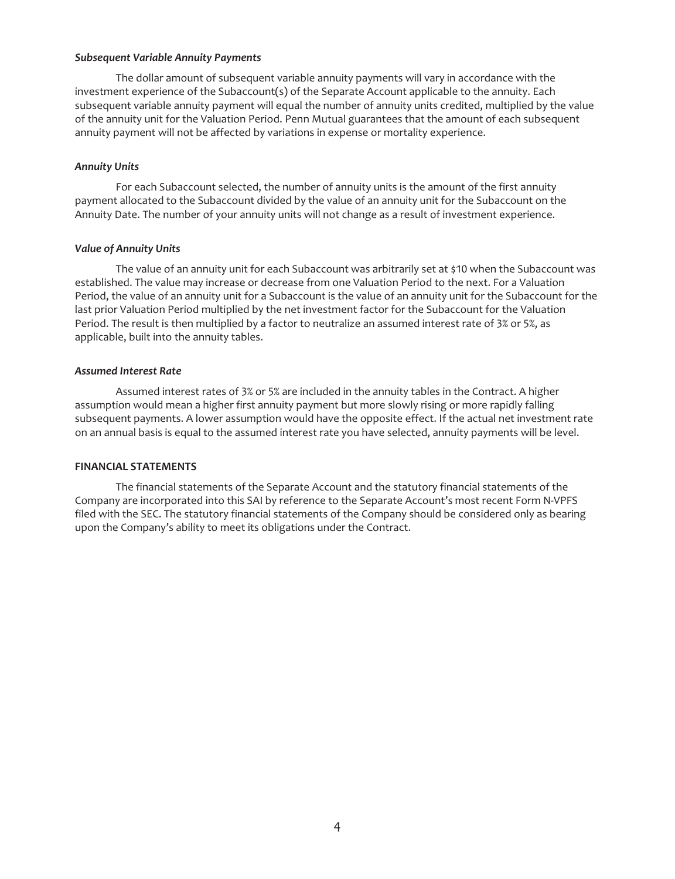***Subsequent Variable Annuity Payments***

The dollar amount of subsequent variable annuity payments will vary in accordance with the investment experience of the Subaccount(s) of the Separate Account applicable to the annuity. Each subsequent variable annuity payment will equal the number of annuity units credited, multiplied by the value of the annuity unit for the Valuation Period. Penn Mutual guarantees that the amount of each subsequent annuity payment will not be affected by variations in expense or mortality experience.

***Annuity Units***

For each Subaccount selected, the number of annuity units is the amount of the first annuity payment allocated to the Subaccount divided by the value of an annuity unit for the Subaccount on the Annuity Date. The number of your annuity units will not change as a result of investment experience.

***Value of Annuity Units***

The value of an annuity unit for each Subaccount was arbitrarily set at $10 when the Subaccount was established. The value may increase or decrease from one Valuation Period to the next. For a Valuation Period, the value of an annuity unit for a Subaccount is the value of an annuity unit for the Subaccount for the last prior Valuation Period multiplied by the net investment factor for the Subaccount for the Valuation Period. The result is then multiplied by a factor to neutralize an assumed interest rate of 3% or 5%, as applicable, built into the annuity tables.

***Assumed Interest Rate***

Assumed interest rates of 3% or 5% are included in the annuity tables in the Contract. A higher assumption would mean a higher first annuity payment but more slowly rising or more rapidly falling subsequent payments. A lower assumption would have the opposite effect. If the actual net investment rate on an annual basis is equal to the assumed interest rate you have selected, annuity payments will be level.

**FINANCIAL STATEMENTS**

The financial statements of the Separate Account and the statutory financial statements of the Company are incorporated into this SAI by reference to the Separate Account's most recent Form N-VPFS filed with the SEC. The statutory financial statements of the Company should be considered only as bearing upon the Company's ability to meet its obligations under the Contract.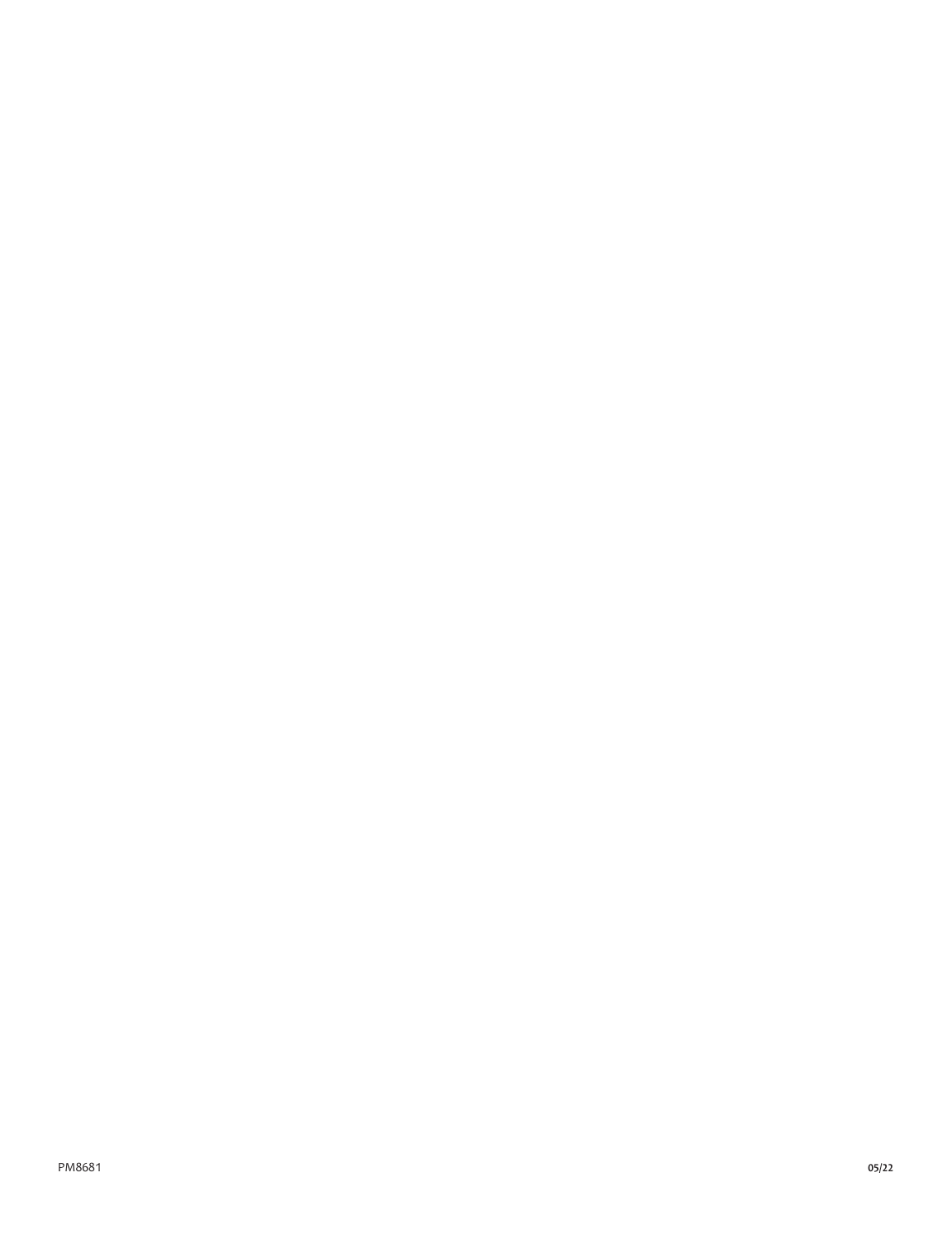PM8681

**05/22**